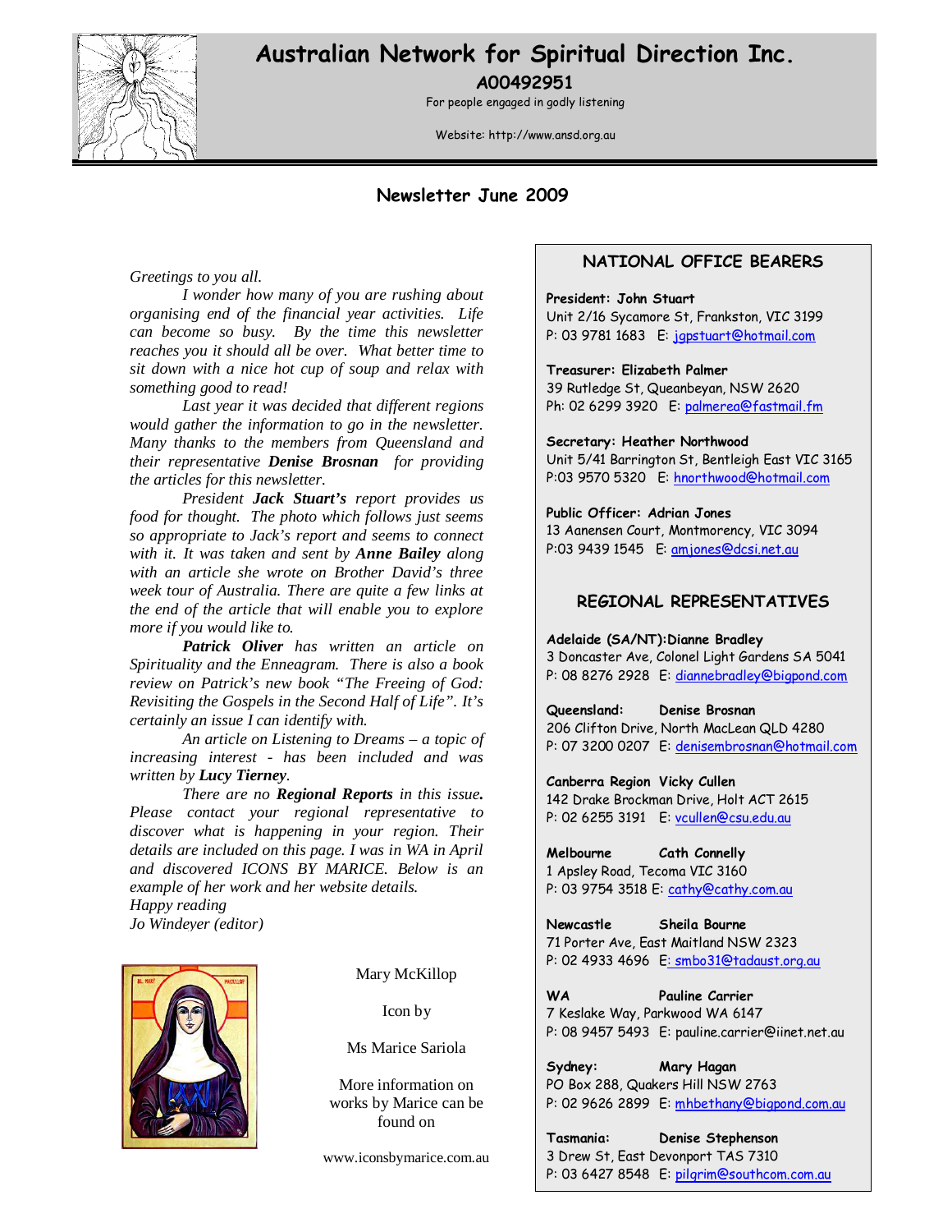# Australian Network for Spiritual Direction Inc.

**A00492951**

For people engaged in godly listening

Website: http://www.ansd.org.au

## Newsletter June 2009

*Greetings to you all.*

*I wonder how many of you are rushing about organising end of the financial year activities. Life can become so busy. By the time this newsletter reaches you it should all be over. What better time to sit down with a nice hot cup of soup and relax with something good to read!*

*Last year it was decided that different regions would gather the information to go in the newsletter. Many thanks to the members from Queensland and their representative **Denise Brosnan** for providing the articles for this newsletter.*

*President **Jack Stuart's** report provides us food for thought. The photo which follows just seems so appropriate to Jack's report and seems to connect with it. It was taken and sent by **Anne Bailey** along with an article she wrote on Brother David's three week tour of Australia. There are quite a few links at the end of the article that will enable you to explore more if you would like to.*

***Patrick Oliver** has written an article on Spirituality and the Enneagram. There is also a book review on Patrick's new book "The Freeing of God: Revisiting the Gospels in the Second Half of Life". It's certainly an issue I can identify with.*

*An article on Listening to Dreams – a topic of increasing interest - has been included and was written by **Lucy Tierney**.*

*There are no **Regional Reports** in this issue. Please contact your regional representative to discover what is happening in your region. Their details are included on this page. I was in WA in April and discovered ICONS BY MARICE. Below is an example of her work and her website details.*

*Happy reading*

*Jo Windeyer (editor)*

Mary McKillop

Icon by

Ms Marice Sariola

More information on works by Marice can be found on

www.iconsbymarice.com.au

### NATIONAL OFFICE BEARERS

**President: John Stuart**
Unit 2/16 Sycamore St, Frankston, VIC 3199
P: 03 9781 1683 E: jgpstuart@hotmail.com

**Treasurer: Elizabeth Palmer**
39 Rutledge St, Queanbeyan, NSW 2620
Ph: 02 6299 3920 E: palmerea@fastmail.fm

**Secretary: Heather Northwood**
Unit 5/41 Barrington St, Bentleigh East VIC 3165
P:03 9570 5320 E: hnorthwood@hotmail.com

**Public Officer: Adrian Jones**
13 Aanensen Court, Montmorency, VIC 3094
P:03 9439 1545 E: amjones@dcsi.net.au

### REGIONAL REPRESENTATIVES

**Adelaide (SA/NT):Dianne Bradley**
3 Doncaster Ave, Colonel Light Gardens SA 5041
P: 08 8276 2928 E: diannebradley@bigpond.com

**Queensland: Denise Brosnan**
206 Clifton Drive, North MacLean QLD 4280
P: 07 3200 0207 E: denisembrosnan@hotmail.com

**Canberra Region Vicky Cullen**
142 Drake Brockman Drive, Holt ACT 2615
P: 02 6255 3191 E: vcullen@csu.edu.au

**Melbourne Cath Connelly**
1 Apsley Road, Tecoma VIC 3160
P: 03 9754 3518 E: cathy@cathy.com.au

**Newcastle Sheila Bourne**
71 Porter Ave, East Maitland NSW 2323
P: 02 4933 4696 E: smbo31@tadaust.org.au

**WA Pauline Carrier**
7 Keslake Way, Parkwood WA 6147
P: 08 9457 5493 E: pauline.carrier@iinet.net.au

**Sydney: Mary Hagan**
PO Box 288, Quakers Hill NSW 2763
P: 02 9626 2899 E: mhbethany@bigpond.com.au

**Tasmania: Denise Stephenson**
3 Drew St, East Devonport TAS 7310
P: 03 6427 8548 E: pilgrim@southcom.com.au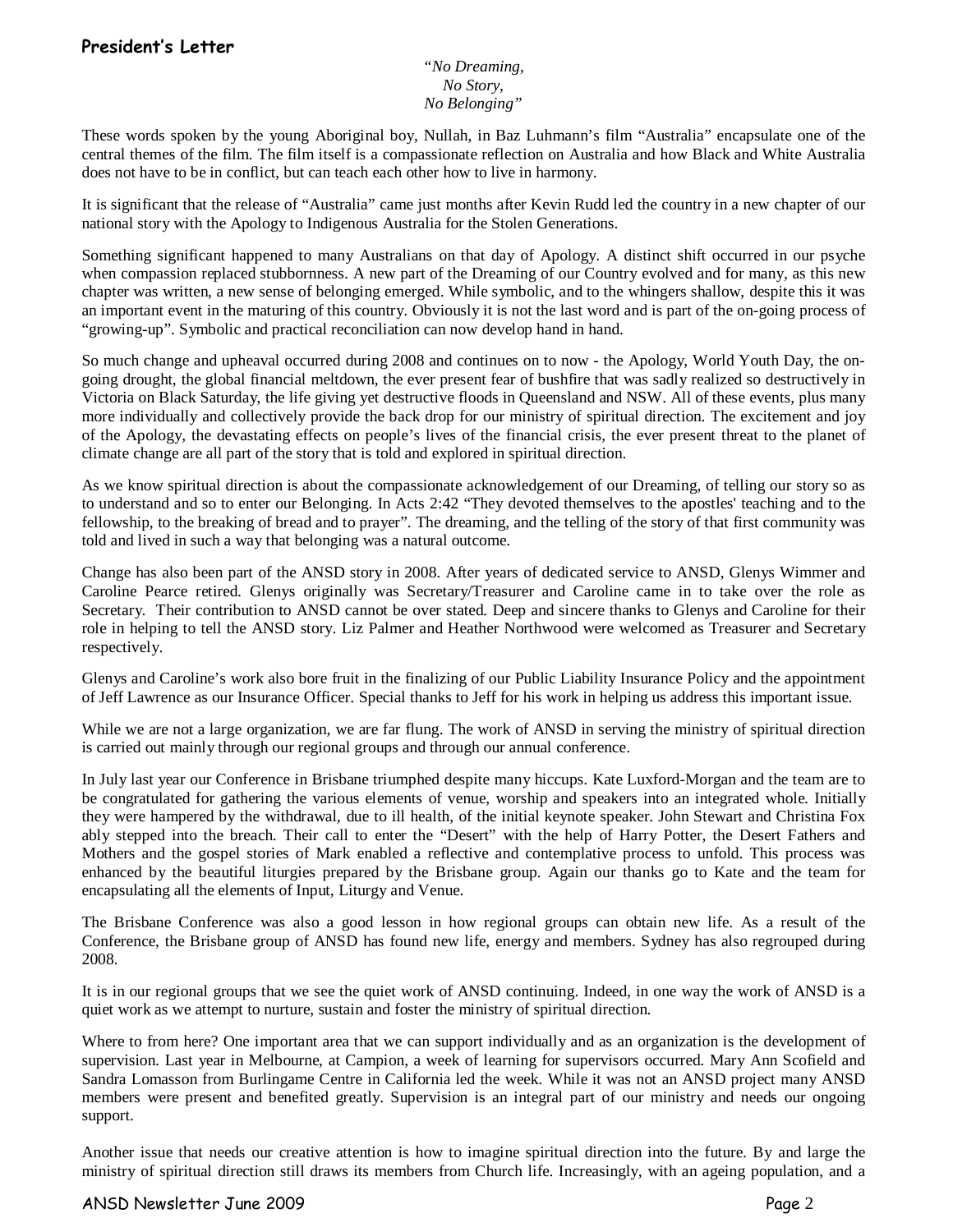## President's Letter

*"No Dreaming,*
*No Story,*
*No Belonging"*

These words spoken by the young Aboriginal boy, Nullah, in Baz Luhmann's film "Australia" encapsulate one of the central themes of the film. The film itself is a compassionate reflection on Australia and how Black and White Australia does not have to be in conflict, but can teach each other how to live in harmony.

It is significant that the release of "Australia" came just months after Kevin Rudd led the country in a new chapter of our national story with the Apology to Indigenous Australia for the Stolen Generations.

Something significant happened to many Australians on that day of Apology. A distinct shift occurred in our psyche when compassion replaced stubbornness. A new part of the Dreaming of our Country evolved and for many, as this new chapter was written, a new sense of belonging emerged. While symbolic, and to the whingers shallow, despite this it was an important event in the maturing of this country. Obviously it is not the last word and is part of the on-going process of "growing-up". Symbolic and practical reconciliation can now develop hand in hand.

So much change and upheaval occurred during 2008 and continues on to now - the Apology, World Youth Day, the on-going drought, the global financial meltdown, the ever present fear of bushfire that was sadly realized so destructively in Victoria on Black Saturday, the life giving yet destructive floods in Queensland and NSW. All of these events, plus many more individually and collectively provide the back drop for our ministry of spiritual direction. The excitement and joy of the Apology, the devastating effects on people's lives of the financial crisis, the ever present threat to the planet of climate change are all part of the story that is told and explored in spiritual direction.

As we know spiritual direction is about the compassionate acknowledgement of our Dreaming, of telling our story so as to understand and so to enter our Belonging. In Acts 2:42 "They devoted themselves to the apostles' teaching and to the fellowship, to the breaking of bread and to prayer". The dreaming, and the telling of the story of that first community was told and lived in such a way that belonging was a natural outcome.

Change has also been part of the ANSD story in 2008. After years of dedicated service to ANSD, Glenys Wimmer and Caroline Pearce retired. Glenys originally was Secretary/Treasurer and Caroline came in to take over the role as Secretary. Their contribution to ANSD cannot be over stated. Deep and sincere thanks to Glenys and Caroline for their role in helping to tell the ANSD story. Liz Palmer and Heather Northwood were welcomed as Treasurer and Secretary respectively.

Glenys and Caroline's work also bore fruit in the finalizing of our Public Liability Insurance Policy and the appointment of Jeff Lawrence as our Insurance Officer. Special thanks to Jeff for his work in helping us address this important issue.

While we are not a large organization, we are far flung. The work of ANSD in serving the ministry of spiritual direction is carried out mainly through our regional groups and through our annual conference.

In July last year our Conference in Brisbane triumphed despite many hiccups. Kate Luxford-Morgan and the team are to be congratulated for gathering the various elements of venue, worship and speakers into an integrated whole. Initially they were hampered by the withdrawal, due to ill health, of the initial keynote speaker. John Stewart and Christina Fox ably stepped into the breach. Their call to enter the "Desert" with the help of Harry Potter, the Desert Fathers and Mothers and the gospel stories of Mark enabled a reflective and contemplative process to unfold. This process was enhanced by the beautiful liturgies prepared by the Brisbane group. Again our thanks go to Kate and the team for encapsulating all the elements of Input, Liturgy and Venue.

The Brisbane Conference was also a good lesson in how regional groups can obtain new life. As a result of the Conference, the Brisbane group of ANSD has found new life, energy and members. Sydney has also regrouped during 2008.

It is in our regional groups that we see the quiet work of ANSD continuing. Indeed, in one way the work of ANSD is a quiet work as we attempt to nurture, sustain and foster the ministry of spiritual direction.

Where to from here? One important area that we can support individually and as an organization is the development of supervision. Last year in Melbourne, at Campion, a week of learning for supervisors occurred. Mary Ann Scofield and Sandra Lomasson from Burlingame Centre in California led the week. While it was not an ANSD project many ANSD members were present and benefited greatly. Supervision is an integral part of our ministry and needs our ongoing support.

Another issue that needs our creative attention is how to imagine spiritual direction into the future. By and large the ministry of spiritual direction still draws its members from Church life. Increasingly, with an ageing population, and a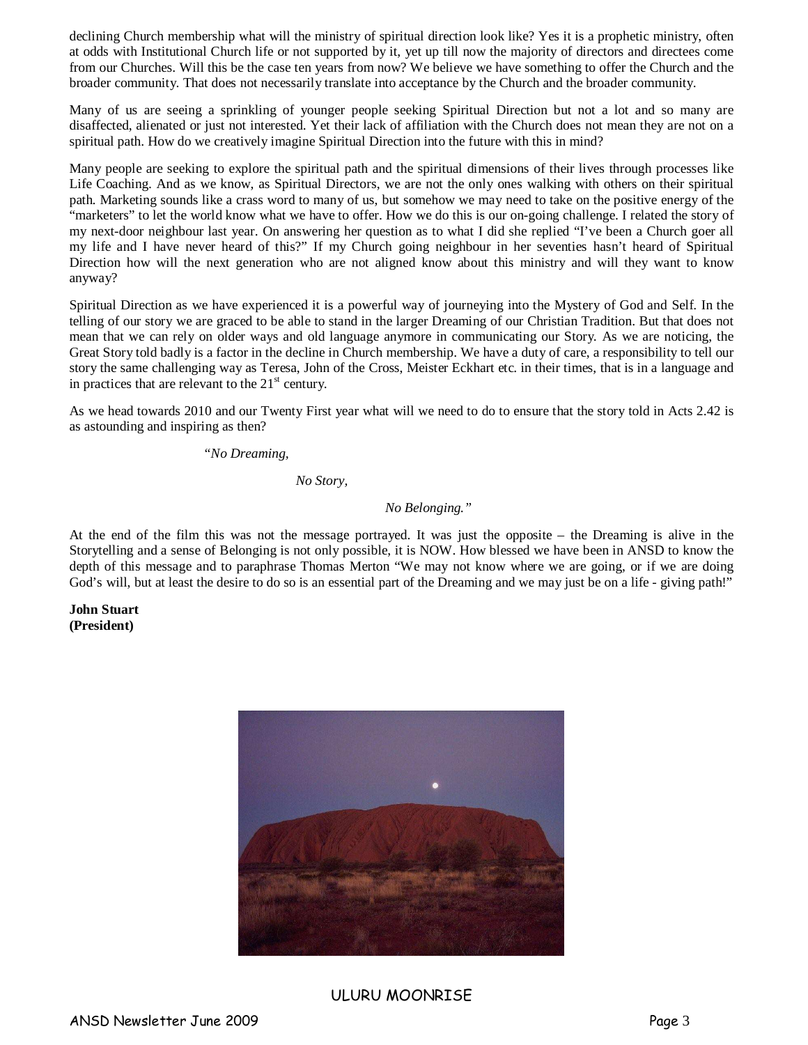declining Church membership what will the ministry of spiritual direction look like? Yes it is a prophetic ministry, often at odds with Institutional Church life or not supported by it, yet up till now the majority of directors and directees come from our Churches. Will this be the case ten years from now? We believe we have something to offer the Church and the broader community. That does not necessarily translate into acceptance by the Church and the broader community.

Many of us are seeing a sprinkling of younger people seeking Spiritual Direction but not a lot and so many are disaffected, alienated or just not interested. Yet their lack of affiliation with the Church does not mean they are not on a spiritual path. How do we creatively imagine Spiritual Direction into the future with this in mind?

Many people are seeking to explore the spiritual path and the spiritual dimensions of their lives through processes like Life Coaching. And as we know, as Spiritual Directors, we are not the only ones walking with others on their spiritual path. Marketing sounds like a crass word to many of us, but somehow we may need to take on the positive energy of the "marketers" to let the world know what we have to offer. How we do this is our on-going challenge. I related the story of my next-door neighbour last year. On answering her question as to what I did she replied "I've been a Church goer all my life and I have never heard of this?" If my Church going neighbour in her seventies hasn't heard of Spiritual Direction how will the next generation who are not aligned know about this ministry and will they want to know anyway?

Spiritual Direction as we have experienced it is a powerful way of journeying into the Mystery of God and Self. In the telling of our story we are graced to be able to stand in the larger Dreaming of our Christian Tradition. But that does not mean that we can rely on older ways and old language anymore in communicating our Story. As we are noticing, the Great Story told badly is a factor in the decline in Church membership. We have a duty of care, a responsibility to tell our story the same challenging way as Teresa, John of the Cross, Meister Eckhart etc. in their times, that is in a language and in practices that are relevant to the 21st century.

As we head towards 2010 and our Twenty First year what will we need to do to ensure that the story told in Acts 2.42 is as astounding and inspiring as then?

*"No Dreaming,*

*No Story,*

*No Belonging."*

At the end of the film this was not the message portrayed. It was just the opposite – the Dreaming is alive in the Storytelling and a sense of Belonging is not only possible, it is NOW. How blessed we have been in ANSD to know the depth of this message and to paraphrase Thomas Merton "We may not know where we are going, or if we are doing God's will, but at least the desire to do so is an essential part of the Dreaming and we may just be on a life - giving path!"

**John Stuart**
**(President)**

ULURU MOONRISE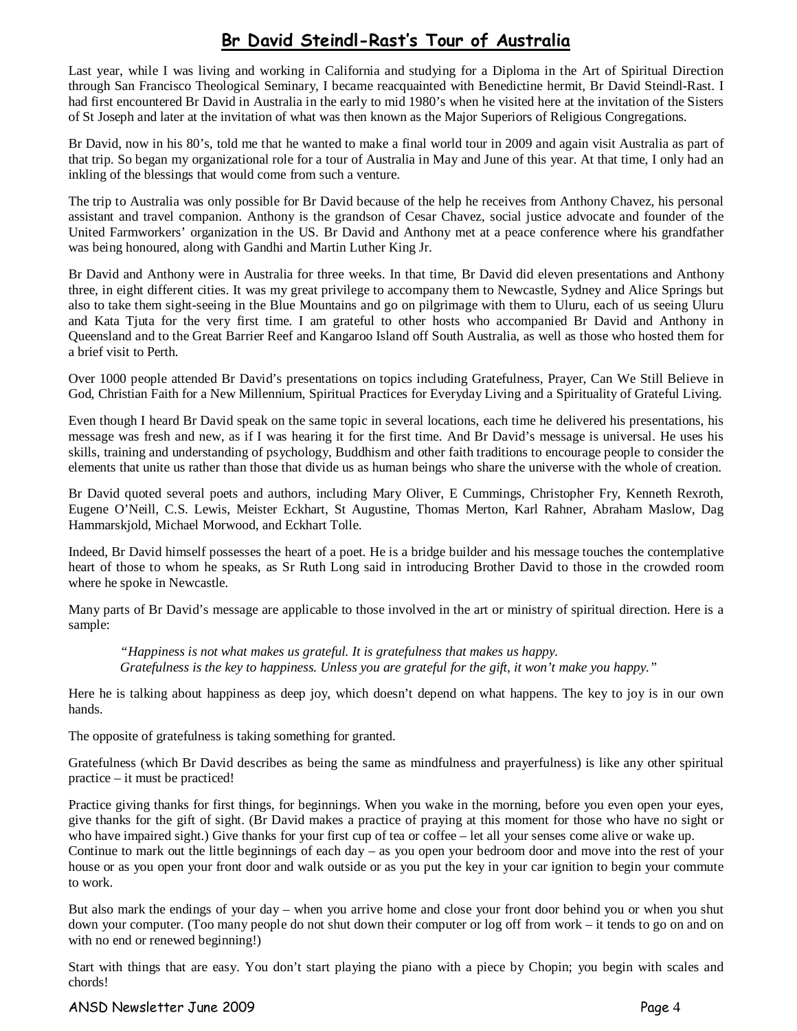# Br David Steindl-Rast's Tour of Australia

Last year, while I was living and working in California and studying for a Diploma in the Art of Spiritual Direction through San Francisco Theological Seminary, I became reacquainted with Benedictine hermit, Br David Steindl-Rast. I had first encountered Br David in Australia in the early to mid 1980's when he visited here at the invitation of the Sisters of St Joseph and later at the invitation of what was then known as the Major Superiors of Religious Congregations.

Br David, now in his 80's, told me that he wanted to make a final world tour in 2009 and again visit Australia as part of that trip. So began my organizational role for a tour of Australia in May and June of this year. At that time, I only had an inkling of the blessings that would come from such a venture.

The trip to Australia was only possible for Br David because of the help he receives from Anthony Chavez, his personal assistant and travel companion. Anthony is the grandson of Cesar Chavez, social justice advocate and founder of the United Farmworkers' organization in the US. Br David and Anthony met at a peace conference where his grandfather was being honoured, along with Gandhi and Martin Luther King Jr.

Br David and Anthony were in Australia for three weeks. In that time, Br David did eleven presentations and Anthony three, in eight different cities. It was my great privilege to accompany them to Newcastle, Sydney and Alice Springs but also to take them sight-seeing in the Blue Mountains and go on pilgrimage with them to Uluru, each of us seeing Uluru and Kata Tjuta for the very first time. I am grateful to other hosts who accompanied Br David and Anthony in Queensland and to the Great Barrier Reef and Kangaroo Island off South Australia, as well as those who hosted them for a brief visit to Perth.

Over 1000 people attended Br David's presentations on topics including Gratefulness, Prayer, Can We Still Believe in God, Christian Faith for a New Millennium, Spiritual Practices for Everyday Living and a Spirituality of Grateful Living.

Even though I heard Br David speak on the same topic in several locations, each time he delivered his presentations, his message was fresh and new, as if I was hearing it for the first time. And Br David's message is universal. He uses his skills, training and understanding of psychology, Buddhism and other faith traditions to encourage people to consider the elements that unite us rather than those that divide us as human beings who share the universe with the whole of creation.

Br David quoted several poets and authors, including Mary Oliver, E Cummings, Christopher Fry, Kenneth Rexroth, Eugene O'Neill, C.S. Lewis, Meister Eckhart, St Augustine, Thomas Merton, Karl Rahner, Abraham Maslow, Dag Hammarskjold, Michael Morwood, and Eckhart Tolle.

Indeed, Br David himself possesses the heart of a poet. He is a bridge builder and his message touches the contemplative heart of those to whom he speaks, as Sr Ruth Long said in introducing Brother David to those in the crowded room where he spoke in Newcastle.

Many parts of Br David's message are applicable to those involved in the art or ministry of spiritual direction. Here is a sample:

> *"Happiness is not what makes us grateful. It is gratefulness that makes us happy.*
> *Gratefulness is the key to happiness. Unless you are grateful for the gift, it won't make you happy."*

Here he is talking about happiness as deep joy, which doesn't depend on what happens. The key to joy is in our own hands.

The opposite of gratefulness is taking something for granted.

Gratefulness (which Br David describes as being the same as mindfulness and prayerfulness) is like any other spiritual practice – it must be practiced!

Practice giving thanks for first things, for beginnings. When you wake in the morning, before you even open your eyes, give thanks for the gift of sight. (Br David makes a practice of praying at this moment for those who have no sight or who have impaired sight.) Give thanks for your first cup of tea or coffee – let all your senses come alive or wake up.
Continue to mark out the little beginnings of each day – as you open your bedroom door and move into the rest of your house or as you open your front door and walk outside or as you put the key in your car ignition to begin your commute to work.

But also mark the endings of your day – when you arrive home and close your front door behind you or when you shut down your computer. (Too many people do not shut down their computer or log off from work – it tends to go on and on with no end or renewed beginning!)

Start with things that are easy. You don't start playing the piano with a piece by Chopin; you begin with scales and chords!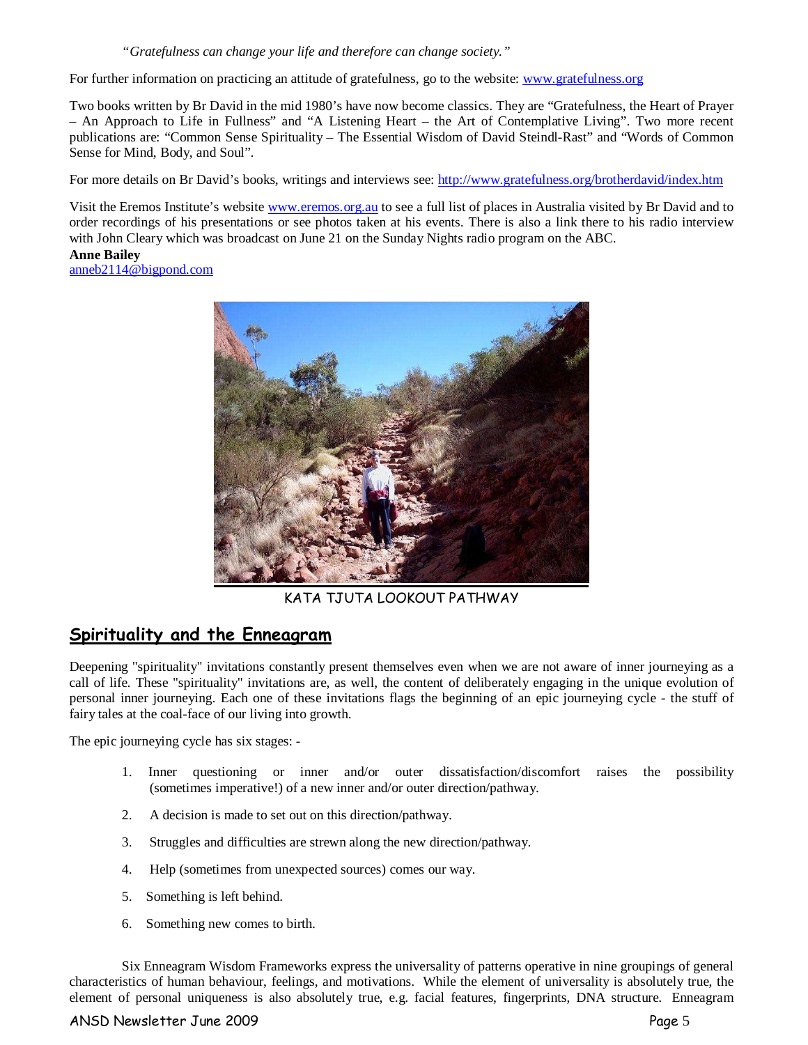*"Gratefulness can change your life and therefore can change society."*

For further information on practicing an attitude of gratefulness, go to the website: [www.gratefulness.org](http://www.gratefulness.org)

Two books written by Br David in the mid 1980's have now become classics. They are "Gratefulness, the Heart of Prayer – An Approach to Life in Fullness" and "A Listening Heart – the Art of Contemplative Living". Two more recent publications are: "Common Sense Spirituality – The Essential Wisdom of David Steindl-Rast" and "Words of Common Sense for Mind, Body, and Soul".

For more details on Br David's books, writings and interviews see: [http://www.gratefulness.org/brotherdavid/index.htm](http://www.gratefulness.org/brotherdavid/index.htm)

Visit the Eremos Institute's website [www.eremos.org.au](http://www.eremos.org.au) to see a full list of places in Australia visited by Br David and to order recordings of his presentations or see photos taken at his events. There is also a link there to his radio interview with John Cleary which was broadcast on June 21 on the Sunday Nights radio program on the ABC.

**Anne Bailey**
anneb2114@bigpond.com

KATA TJUTA LOOKOUT PATHWAY

## Spirituality and the Enneagram

Deepening "spirituality" invitations constantly present themselves even when we are not aware of inner journeying as a call of life. These "spirituality" invitations are, as well, the content of deliberately engaging in the unique evolution of personal inner journeying. Each one of these invitations flags the beginning of an epic journeying cycle - the stuff of fairy tales at the coal-face of our living into growth.

The epic journeying cycle has six stages: -

1. Inner questioning or inner and/or outer dissatisfaction/discomfort raises the possibility (sometimes imperative!) of a new inner and/or outer direction/pathway.
2. A decision is made to set out on this direction/pathway.
3. Struggles and difficulties are strewn along the new direction/pathway.
4. Help (sometimes from unexpected sources) comes our way.
5. Something is left behind.
6. Something new comes to birth.

Six Enneagram Wisdom Frameworks express the universality of patterns operative in nine groupings of general characteristics of human behaviour, feelings, and motivations. While the element of universality is absolutely true, the element of personal uniqueness is also absolutely true, e.g. facial features, fingerprints, DNA structure. Enneagram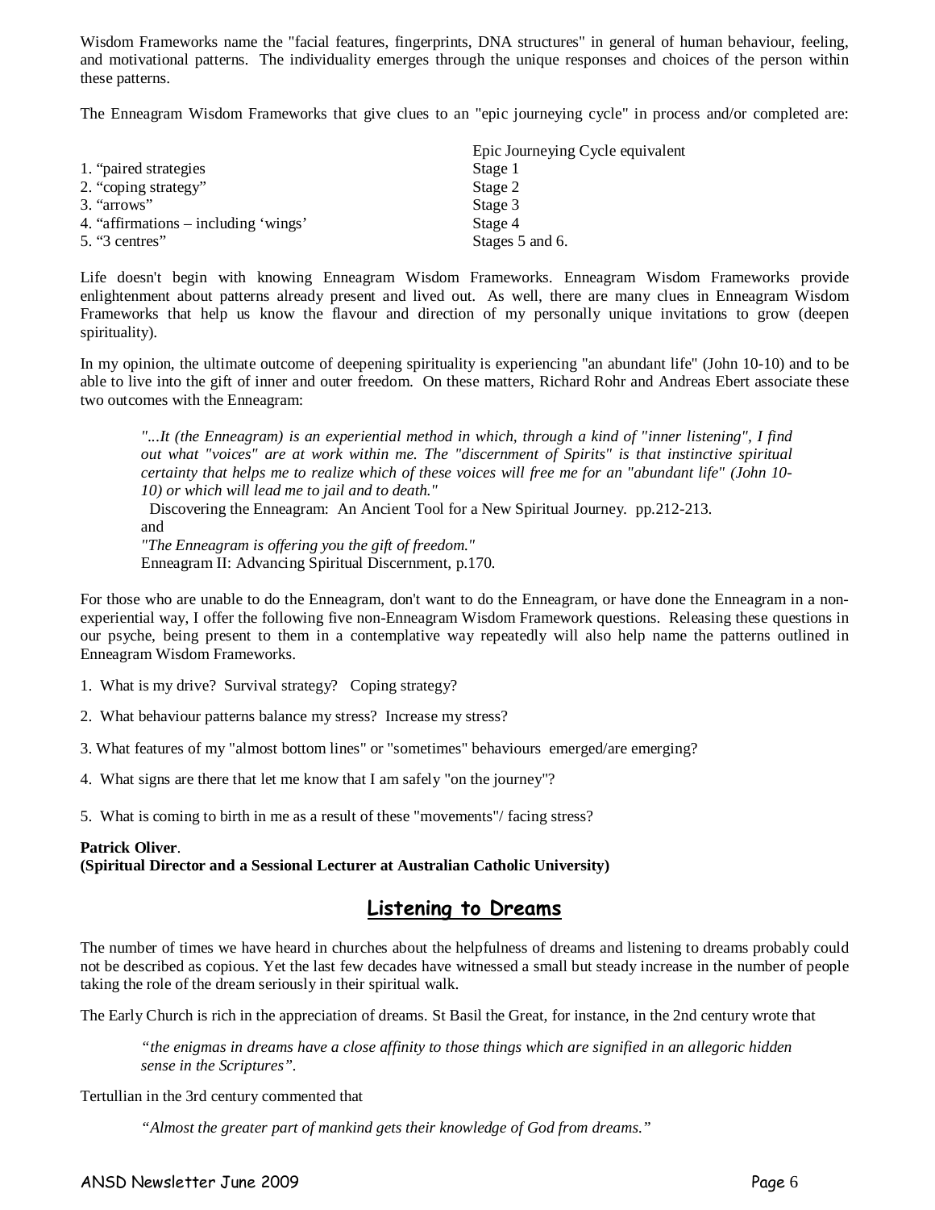Wisdom Frameworks name the "facial features, fingerprints, DNA structures" in general of human behaviour, feeling, and motivational patterns. The individuality emerges through the unique responses and choices of the person within these patterns.

The Enneagram Wisdom Frameworks that give clues to an "epic journeying cycle" in process and/or completed are:

| | Epic Journeying Cycle equivalent |
|---|---|
| 1. "paired strategies | Stage 1 |
| 2. "coping strategy" | Stage 2 |
| 3. "arrows" | Stage 3 |
| 4. "affirmations – including 'wings' | Stage 4 |
| 5. "3 centres" | Stages 5 and 6. |

Life doesn't begin with knowing Enneagram Wisdom Frameworks. Enneagram Wisdom Frameworks provide enlightenment about patterns already present and lived out. As well, there are many clues in Enneagram Wisdom Frameworks that help us know the flavour and direction of my personally unique invitations to grow (deepen spirituality).

In my opinion, the ultimate outcome of deepening spirituality is experiencing "an abundant life" (John 10-10) and to be able to live into the gift of inner and outer freedom. On these matters, Richard Rohr and Andreas Ebert associate these two outcomes with the Enneagram:

> *"...It (the Enneagram) is an experiential method in which, through a kind of "inner listening", I find out what "voices" are at work within me. The "discernment of Spirits" is that instinctive spiritual certainty that helps me to realize which of these voices will free me for an "abundant life" (John 10-10) or which will lead me to jail and to death."*
>
> Discovering the Enneagram: An Ancient Tool for a New Spiritual Journey. pp.212-213.
>
> and
>
> *"The Enneagram is offering you the gift of freedom."*
>
> Enneagram II: Advancing Spiritual Discernment, p.170.

For those who are unable to do the Enneagram, don't want to do the Enneagram, or have done the Enneagram in a non-experiential way, I offer the following five non-Enneagram Wisdom Framework questions. Releasing these questions in our psyche, being present to them in a contemplative way repeatedly will also help name the patterns outlined in Enneagram Wisdom Frameworks.

1. What is my drive? Survival strategy? Coping strategy?

2. What behaviour patterns balance my stress? Increase my stress?

3. What features of my "almost bottom lines" or "sometimes" behaviours emerged/are emerging?

4. What signs are there that let me know that I am safely "on the journey"?

5. What is coming to birth in me as a result of these "movements"/ facing stress?

**Patrick Oliver**.
**(Spiritual Director and a Sessional Lecturer at Australian Catholic University)**

## Listening to Dreams

The number of times we have heard in churches about the helpfulness of dreams and listening to dreams probably could not be described as copious. Yet the last few decades have witnessed a small but steady increase in the number of people taking the role of the dream seriously in their spiritual walk.

The Early Church is rich in the appreciation of dreams. St Basil the Great, for instance, in the 2nd century wrote that

> *"the enigmas in dreams have a close affinity to those things which are signified in an allegoric hidden sense in the Scriptures".*

Tertullian in the 3rd century commented that

> *"Almost the greater part of mankind gets their knowledge of God from dreams."*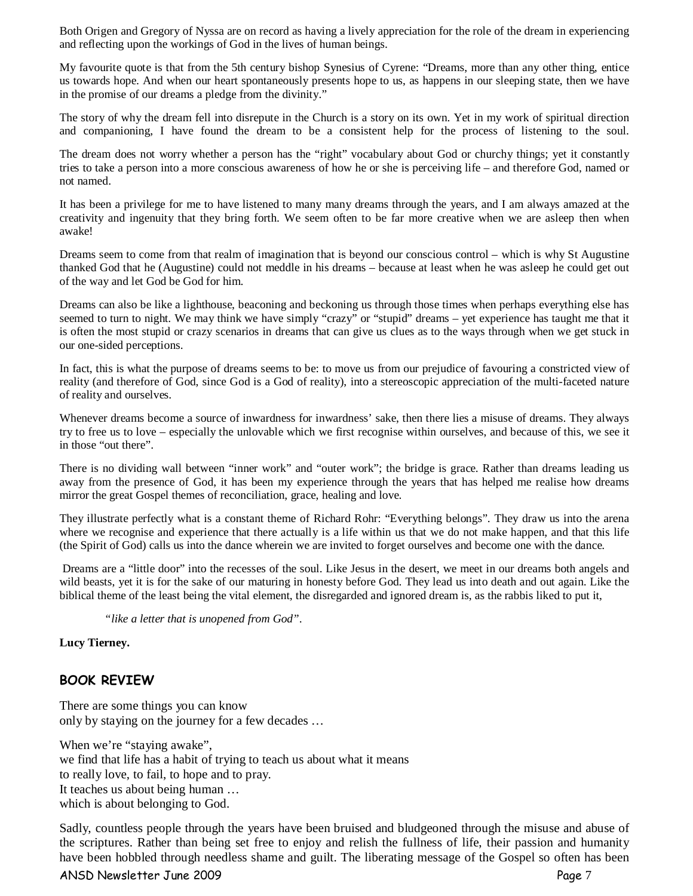Both Origen and Gregory of Nyssa are on record as having a lively appreciation for the role of the dream in experiencing and reflecting upon the workings of God in the lives of human beings.

My favourite quote is that from the 5th century bishop Synesius of Cyrene: "Dreams, more than any other thing, entice us towards hope. And when our heart spontaneously presents hope to us, as happens in our sleeping state, then we have in the promise of our dreams a pledge from the divinity."

The story of why the dream fell into disrepute in the Church is a story on its own. Yet in my work of spiritual direction and companioning, I have found the dream to be a consistent help for the process of listening to the soul.

The dream does not worry whether a person has the "right" vocabulary about God or churchy things; yet it constantly tries to take a person into a more conscious awareness of how he or she is perceiving life – and therefore God, named or not named.

It has been a privilege for me to have listened to many many dreams through the years, and I am always amazed at the creativity and ingenuity that they bring forth. We seem often to be far more creative when we are asleep then when awake!

Dreams seem to come from that realm of imagination that is beyond our conscious control – which is why St Augustine thanked God that he (Augustine) could not meddle in his dreams – because at least when he was asleep he could get out of the way and let God be God for him.

Dreams can also be like a lighthouse, beaconing and beckoning us through those times when perhaps everything else has seemed to turn to night. We may think we have simply "crazy" or "stupid" dreams – yet experience has taught me that it is often the most stupid or crazy scenarios in dreams that can give us clues as to the ways through when we get stuck in our one-sided perceptions.

In fact, this is what the purpose of dreams seems to be: to move us from our prejudice of favouring a constricted view of reality (and therefore of God, since God is a God of reality), into a stereoscopic appreciation of the multi-faceted nature of reality and ourselves.

Whenever dreams become a source of inwardness for inwardness' sake, then there lies a misuse of dreams. They always try to free us to love – especially the unlovable which we first recognise within ourselves, and because of this, we see it in those "out there".

There is no dividing wall between "inner work" and "outer work"; the bridge is grace. Rather than dreams leading us away from the presence of God, it has been my experience through the years that has helped me realise how dreams mirror the great Gospel themes of reconciliation, grace, healing and love.

They illustrate perfectly what is a constant theme of Richard Rohr: "Everything belongs". They draw us into the arena where we recognise and experience that there actually is a life within us that we do not make happen, and that this life (the Spirit of God) calls us into the dance wherein we are invited to forget ourselves and become one with the dance.

Dreams are a "little door" into the recesses of the soul. Like Jesus in the desert, we meet in our dreams both angels and wild beasts, yet it is for the sake of our maturing in honesty before God. They lead us into death and out again. Like the biblical theme of the least being the vital element, the disregarded and ignored dream is, as the rabbis liked to put it,

> *"like a letter that is unopened from God".*

**Lucy Tierney.**

## BOOK REVIEW

There are some things you can know
only by staying on the journey for a few decades …

When we're "staying awake",
we find that life has a habit of trying to teach us about what it means
to really love, to fail, to hope and to pray.
It teaches us about being human …
which is about belonging to God.

Sadly, countless people through the years have been bruised and bludgeoned through the misuse and abuse of the scriptures. Rather than being set free to enjoy and relish the fullness of life, their passion and humanity have been hobbled through needless shame and guilt. The liberating message of the Gospel so often has been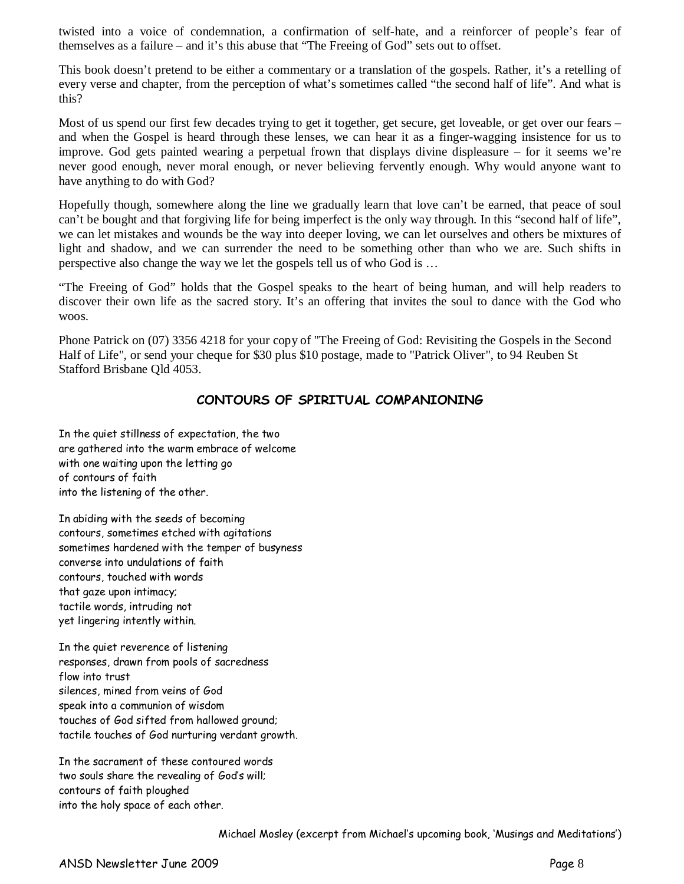twisted into a voice of condemnation, a confirmation of self-hate, and a reinforcer of people's fear of themselves as a failure – and it's this abuse that "The Freeing of God" sets out to offset.

This book doesn't pretend to be either a commentary or a translation of the gospels. Rather, it's a retelling of every verse and chapter, from the perception of what's sometimes called "the second half of life". And what is this?

Most of us spend our first few decades trying to get it together, get secure, get loveable, or get over our fears – and when the Gospel is heard through these lenses, we can hear it as a finger-wagging insistence for us to improve. God gets painted wearing a perpetual frown that displays divine displeasure – for it seems we're never good enough, never moral enough, or never believing fervently enough. Why would anyone want to have anything to do with God?

Hopefully though, somewhere along the line we gradually learn that love can't be earned, that peace of soul can't be bought and that forgiving life for being imperfect is the only way through. In this "second half of life", we can let mistakes and wounds be the way into deeper loving, we can let ourselves and others be mixtures of light and shadow, and we can surrender the need to be something other than who we are. Such shifts in perspective also change the way we let the gospels tell us of who God is …

"The Freeing of God" holds that the Gospel speaks to the heart of being human, and will help readers to discover their own life as the sacred story. It's an offering that invites the soul to dance with the God who woos.

Phone Patrick on (07) 3356 4218 for your copy of "The Freeing of God: Revisiting the Gospels in the Second Half of Life", or send your cheque for $30 plus $10 postage, made to "Patrick Oliver", to 94 Reuben St Stafford Brisbane Qld 4053.

## CONTOURS OF SPIRITUAL COMPANIONING

In the quiet stillness of expectation, the two
are gathered into the warm embrace of welcome
with one waiting upon the letting go
of contours of faith
into the listening of the other.

In abiding with the seeds of becoming
contours, sometimes etched with agitations
sometimes hardened with the temper of busyness
converse into undulations of faith
contours, touched with words
that gaze upon intimacy;
tactile words, intruding not
yet lingering intently within.

In the quiet reverence of listening
responses, drawn from pools of sacredness
flow into trust
silences, mined from veins of God
speak into a communion of wisdom
touches of God sifted from hallowed ground;
tactile touches of God nurturing verdant growth.

In the sacrament of these contoured words
two souls share the revealing of God's will;
contours of faith ploughed
into the holy space of each other.

Michael Mosley (excerpt from Michael's upcoming book, 'Musings and Meditations')